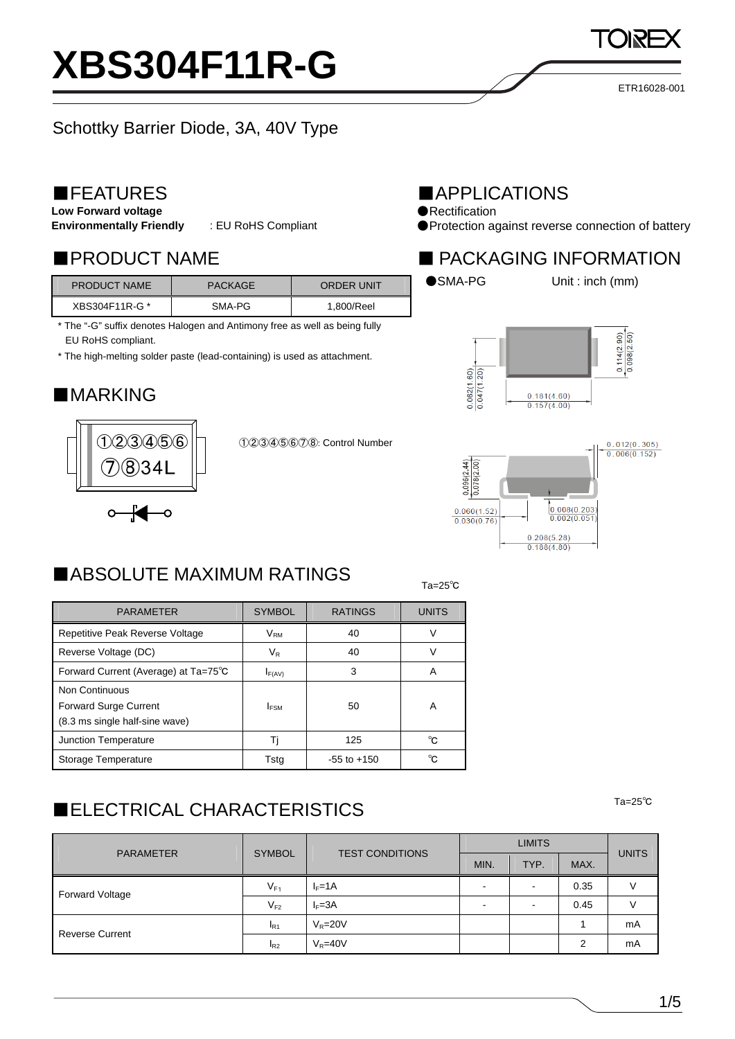# XBS304F11R-G

ETR16028-001

Schottky Barrier Diode, 3A, 40V Type

## ■FEATURES

**Low Forward voltage**
**Environmentally Friendly** : EU RoHS Compliant

## ■APPLICATIONS

- ●Rectification
- ●Protection against reverse connection of battery

## ■PRODUCT NAME

| PRODUCT NAME | PACKAGE | ORDER UNIT |
|---|---|---|
| XBS304F11R-G * | SMA-PG | 1,800/Reel |

\* The "-G" suffix denotes Halogen and Antimony free as well as being fully EU RoHS compliant.

\* The high-melting solder paste (lead-containing) is used as attachment.

## ■ PACKAGING INFORMATION

●SMA-PG Unit : inch (mm)

0.114(2.90) / 0.098(2.50)
0.062(1.60) / 0.047(1.20)
0.181(4.60) / 0.157(4.00)
0.012(0.305) / 0.006(0.152)
0.096(2.44) / 0.078(2.00)
0.060(1.52) / 0.030(0.76)
0.008(0.203) / 0.002(0.051)
0.208(5.28) / 0.188(4.80)

## ■MARKING

①②③④⑤⑥
⑦⑧34L

①②③④⑤⑥⑦⑧: Control Number

## ■ABSOLUTE MAXIMUM RATINGS

Ta=25℃

| PARAMETER | SYMBOL | RATINGS | UNITS |
|---|---|---|---|
| Repetitive Peak Reverse Voltage | $V_{RM}$ | 40 | V |
| Reverse Voltage (DC) | $V_R$ | 40 | V |
| Forward Current (Average) at Ta=75℃ | $I_{F(AV)}$ | 3 | A |
| Non Continuous Forward Surge Current (8.3 ms single half-sine wave) | $I_{FSM}$ | 50 | A |
| Junction Temperature | Tj | 125 | ℃ |
| Storage Temperature | Tstg | -55 to +150 | ℃ |

## ■ELECTRICAL CHARACTERISTICS

Ta=25℃

| PARAMETER | SYMBOL | TEST CONDITIONS | LIMITS | | | UNITS |
|---|---|---|---|---|---|---|
| | | | MIN. | TYP. | MAX. | |
| Forward Voltage | $V_{F1}$ | $I_F$=1A | - | - | 0.35 | V |
| | $V_{F2}$ | $I_F$=3A | - | - | 0.45 | V |
| Reverse Current | $I_{R1}$ | $V_R$=20V | | | 1 | mA |
| | $I_{R2}$ | $V_R$=40V | | | 2 | mA |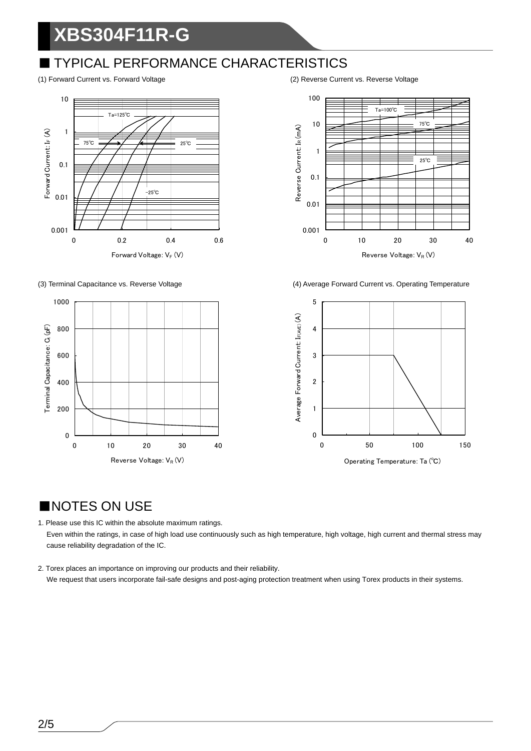# XBS304F11R-G

## ■ TYPICAL PERFORMANCE CHARACTERISTICS

(1) Forward Current vs. Forward Voltage

(2) Reverse Current vs. Reverse Voltage

(3) Terminal Capacitance vs. Reverse Voltage

(4) Average Forward Current vs. Operating Temperature

## ■NOTES ON USE

1. Please use this IC within the absolute maximum ratings.
   Even within the ratings, in case of high load use continuously such as high temperature, high voltage, high current and thermal stress may cause reliability degradation of the IC.

2. Torex places an importance on improving our products and their reliability.
   We request that users incorporate fail-safe designs and post-aging protection treatment when using Torex products in their systems.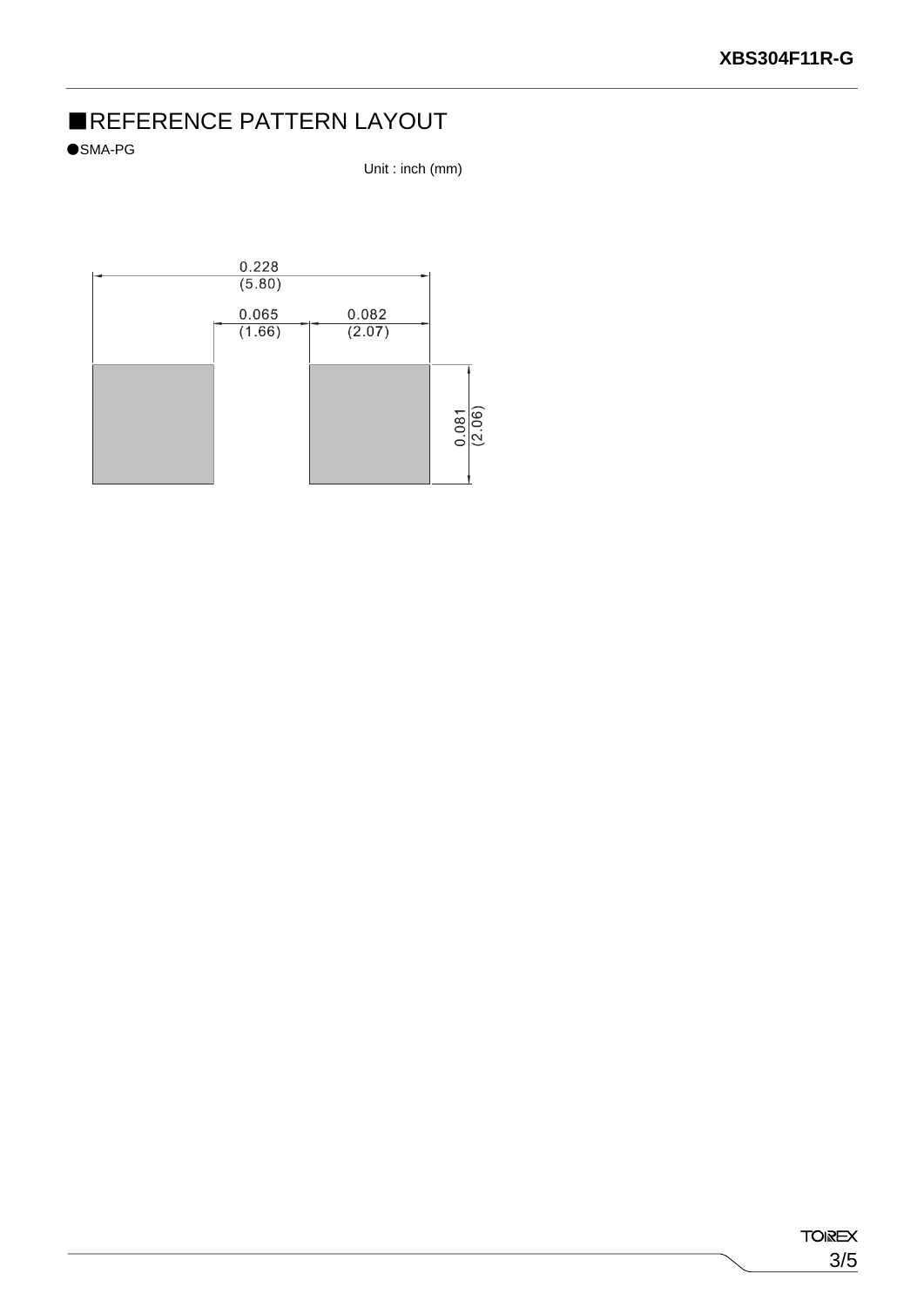## ■REFERENCE PATTERN LAYOUT

●SMA-PG

Unit : inch (mm)

0.228
(5.80)

0.065
(1.66)

0.082
(2.07)

0.081
(2.06)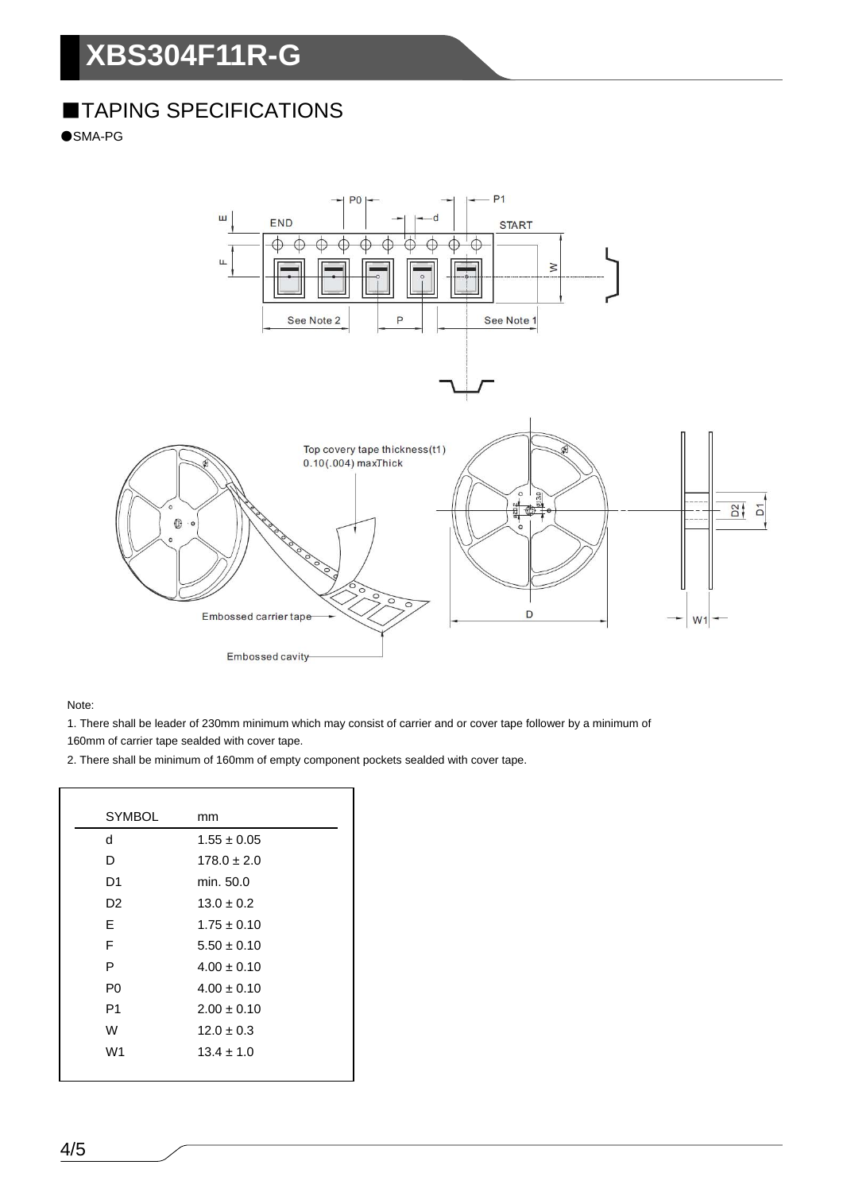## ■TAPING SPECIFICATIONS

●SMA-PG

Note:

1. There shall be leader of 230mm minimum which may consist of carrier and or cover tape follower by a minimum of 160mm of carrier tape sealded with cover tape.

2. There shall be minimum of 160mm of empty component pockets sealded with cover tape.

| SYMBOL | mm |
|---|---|
| d | 1.55 ± 0.05 |
| D | 178.0 ± 2.0 |
| D1 | min. 50.0 |
| D2 | 13.0 ± 0.2 |
| E | 1.75 ± 0.10 |
| F | 5.50 ± 0.10 |
| P | 4.00 ± 0.10 |
| P0 | 4.00 ± 0.10 |
| P1 | 2.00 ± 0.10 |
| W | 12.0 ± 0.3 |
| W1 | 13.4 ± 1.0 |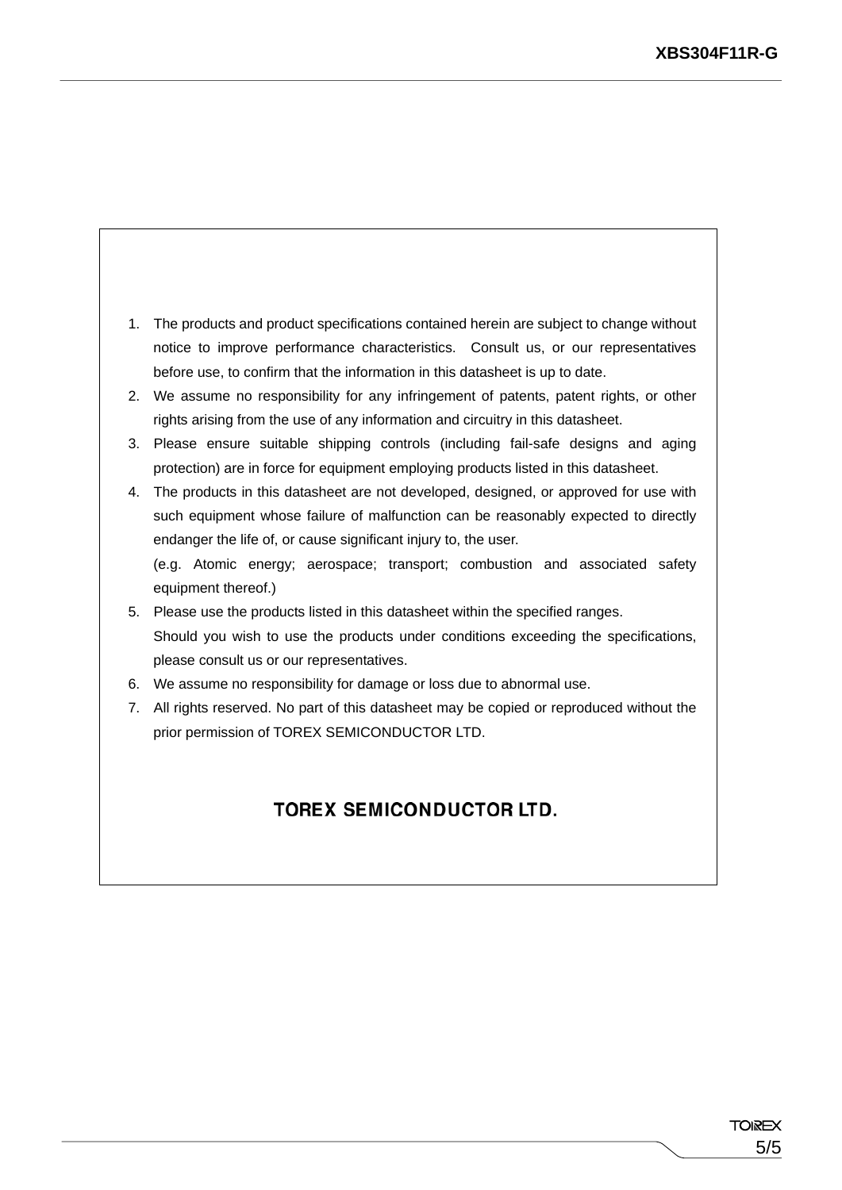1. The products and product specifications contained herein are subject to change without notice to improve performance characteristics. Consult us, or our representatives before use, to confirm that the information in this datasheet is up to date.
2. We assume no responsibility for any infringement of patents, patent rights, or other rights arising from the use of any information and circuitry in this datasheet.
3. Please ensure suitable shipping controls (including fail-safe designs and aging protection) are in force for equipment employing products listed in this datasheet.
4. The products in this datasheet are not developed, designed, or approved for use with such equipment whose failure of malfunction can be reasonably expected to directly endanger the life of, or cause significant injury to, the user.

   (e.g. Atomic energy; aerospace; transport; combustion and associated safety equipment thereof.)
5. Please use the products listed in this datasheet within the specified ranges.

   Should you wish to use the products under conditions exceeding the specifications, please consult us or our representatives.
6. We assume no responsibility for damage or loss due to abnormal use.
7. All rights reserved. No part of this datasheet may be copied or reproduced without the prior permission of TOREX SEMICONDUCTOR LTD.

**TOREX SEMICONDUCTOR LTD.**